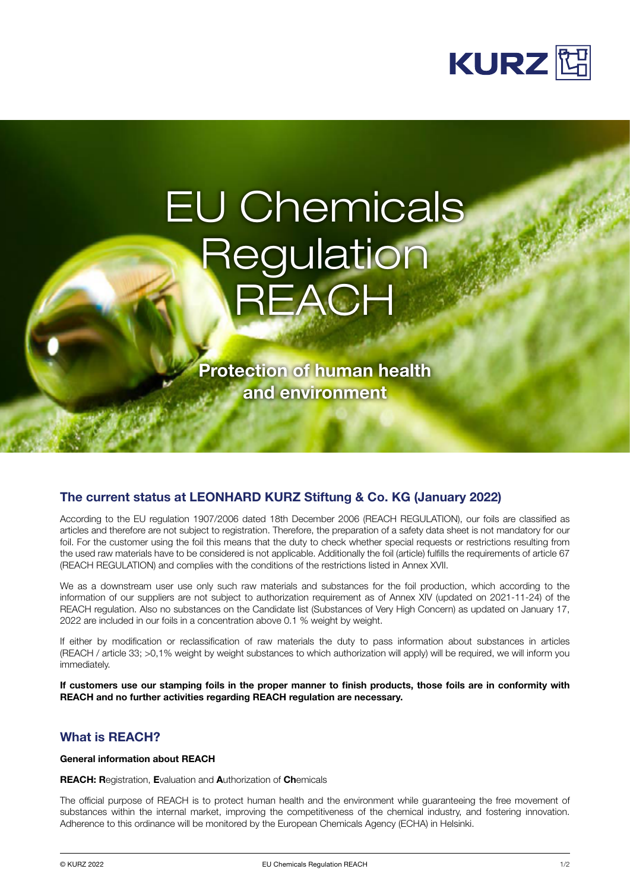KURZ

# EU Chemicals Regulation REACH

**Protection of human health and environment**

## The current status at LEONHARD KURZ Stiftung & Co. KG (January 2022)

According to the EU regulation 1907/2006 dated 18th December 2006 (REACH REGULATION), our foils are classified as articles and therefore are not subject to registration. Therefore, the preparation of a safety data sheet is not mandatory for our foil. For the customer using the foil this means that the duty to check whether special requests or restrictions resulting from the used raw materials have to be considered is not applicable. Additionally the foil (article) fulfills the requirements of article 67 (REACH REGULATION) and complies with the conditions of the restrictions listed in Annex XVII.

We as a downstream user use only such raw materials and substances for the foil production, which according to the information of our suppliers are not subject to authorization requirement as of Annex XIV (updated on 2021-11-24) of the REACH regulation. Also no substances on the Candidate list (Substances of Very High Concern) as updated on January 17, 2022 are included in our foils in a concentration above 0.1 % weight by weight.

If either by modification or reclassification of raw materials the duty to pass information about substances in articles (REACH / article 33; >0,1% weight by weight substances to which authorization will apply) will be required, we will inform you immediately.

**If customers use our stamping foils in the proper manner to finish products, those foils are in conformity with REACH and no further activities regarding REACH regulation are necessary.**

## What is REACH?

**General information about REACH**

**REACH: R**egistration, **E**valuation and **A**uthorization of **Ch**emicals

The official purpose of REACH is to protect human health and the environment while guaranteeing the free movement of substances within the internal market, improving the competitiveness of the chemical industry, and fostering innovation. Adherence to this ordinance will be monitored by the European Chemicals Agency (ECHA) in Helsinki.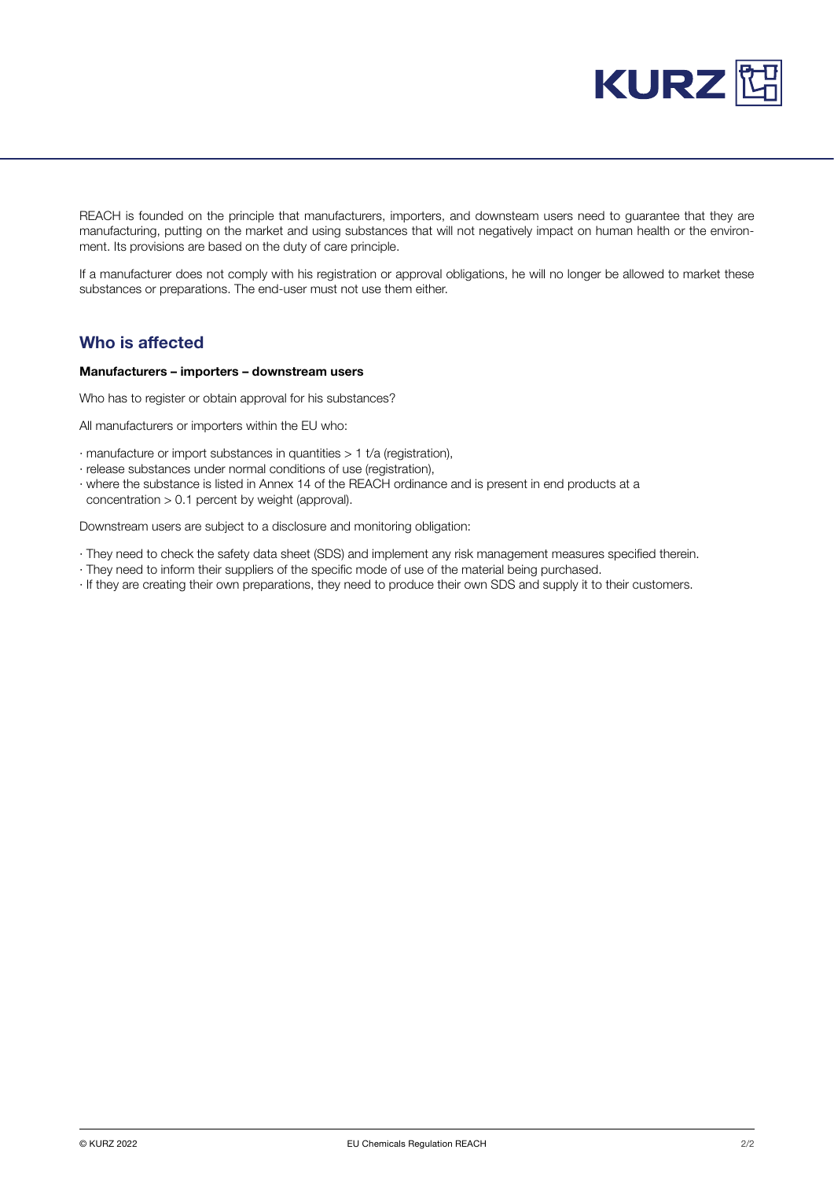REACH is founded on the principle that manufacturers, importers, and downsteam users need to guarantee that they are manufacturing, putting on the market and using substances that will not negatively impact on human health or the environment. Its provisions are based on the duty of care principle.

If a manufacturer does not comply with his registration or approval obligations, he will no longer be allowed to market these substances or preparations. The end-user must not use them either.

## Who is affected

**Manufacturers – importers – downstream users**

Who has to register or obtain approval for his substances?

All manufacturers or importers within the EU who:

· manufacture or import substances in quantities > 1 t/a (registration),
· release substances under normal conditions of use (registration),
· where the substance is listed in Annex 14 of the REACH ordinance and is present in end products at a concentration > 0.1 percent by weight (approval).

Downstream users are subject to a disclosure and monitoring obligation:

· They need to check the safety data sheet (SDS) and implement any risk management measures specified therein.
· They need to inform their suppliers of the specific mode of use of the material being purchased.
· If they are creating their own preparations, they need to produce their own SDS and supply it to their customers.